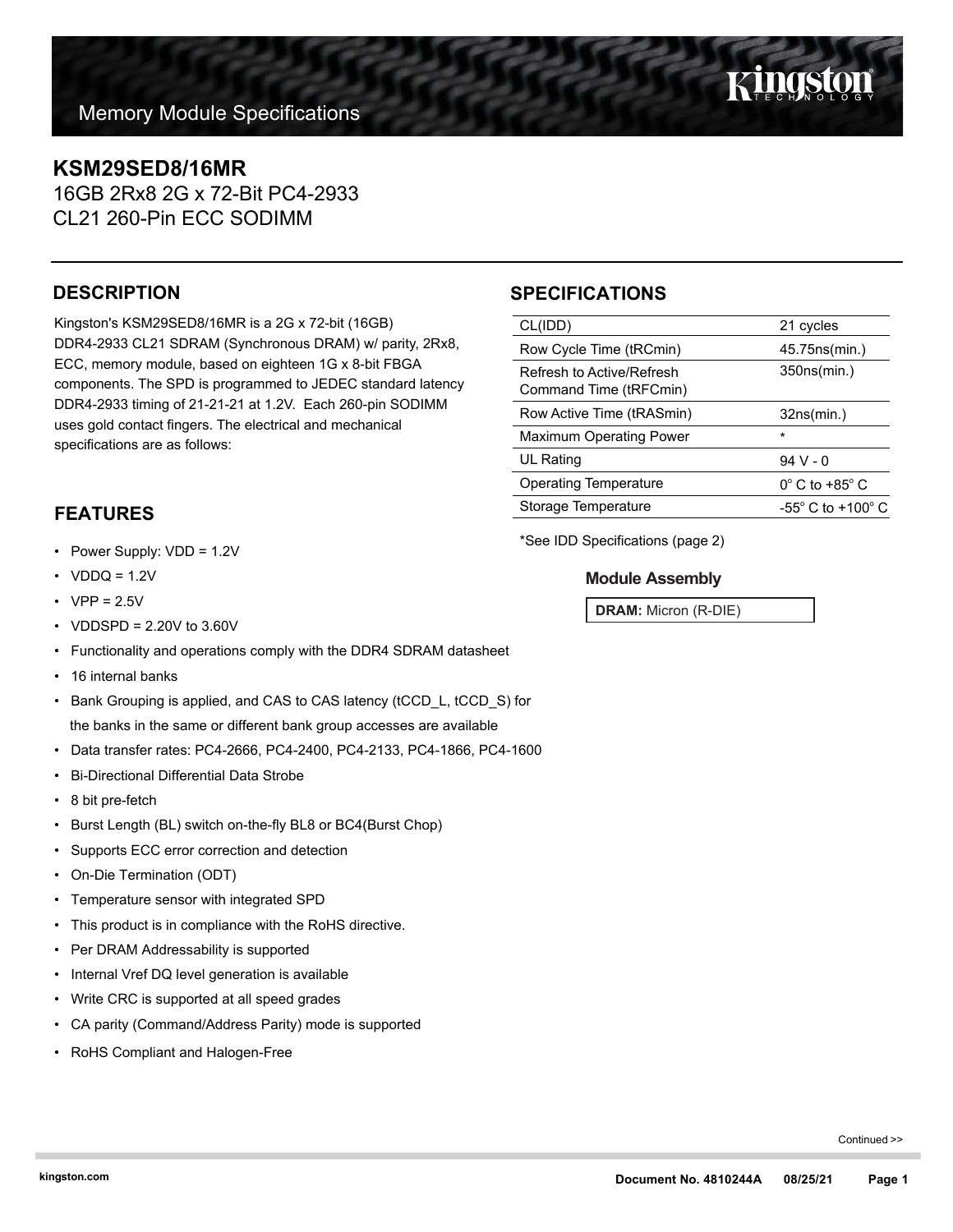# Memory Module Specifications

## KSM29SED8/16MR

16GB 2Rx8 2G x 72-Bit PC4-2933
CL21 260-Pin ECC SODIMM

## DESCRIPTION

Kingston's KSM29SED8/16MR is a 2G x 72-bit (16GB) DDR4-2933 CL21 SDRAM (Synchronous DRAM) w/ parity, 2Rx8, ECC, memory module, based on eighteen 1G x 8-bit FBGA components. The SPD is programmed to JEDEC standard latency DDR4-2933 timing of 21-21-21 at 1.2V. Each 260-pin SODIMM uses gold contact fingers. The electrical and mechanical specifications are as follows:

## SPECIFICATIONS

| | |
|---|---|
| CL(IDD) | 21 cycles |
| Row Cycle Time (tRCmin) | 45.75ns(min.) |
| Refresh to Active/Refresh Command Time (tRFCmin) | 350ns(min.) |
| Row Active Time (tRASmin) | 32ns(min.) |
| Maximum Operating Power | * |
| UL Rating | 94 V - 0 |
| Operating Temperature | 0° C to +85° C |
| Storage Temperature | -55° C to +100° C |

*See IDD Specifications (page 2)

### Module Assembly

**DRAM:** Micron (R-DIE)

## FEATURES

- Power Supply: VDD = 1.2V
- VDDQ = 1.2V
- VPP = 2.5V
- VDDSPD = 2.20V to 3.60V
- Functionality and operations comply with the DDR4 SDRAM datasheet
- 16 internal banks
- Bank Grouping is applied, and CAS to CAS latency (tCCD_L, tCCD_S) for the banks in the same or different bank group accesses are available
- Data transfer rates: PC4-2666, PC4-2400, PC4-2133, PC4-1866, PC4-1600
- Bi-Directional Differential Data Strobe
- 8 bit pre-fetch
- Burst Length (BL) switch on-the-fly BL8 or BC4(Burst Chop)
- Supports ECC error correction and detection
- On-Die Termination (ODT)
- Temperature sensor with integrated SPD
- This product is in compliance with the RoHS directive.
- Per DRAM Addressability is supported
- Internal Vref DQ level generation is available
- Write CRC is supported at all speed grades
- CA parity (Command/Address Parity) mode is supported
- RoHS Compliant and Halogen-Free

Continued >>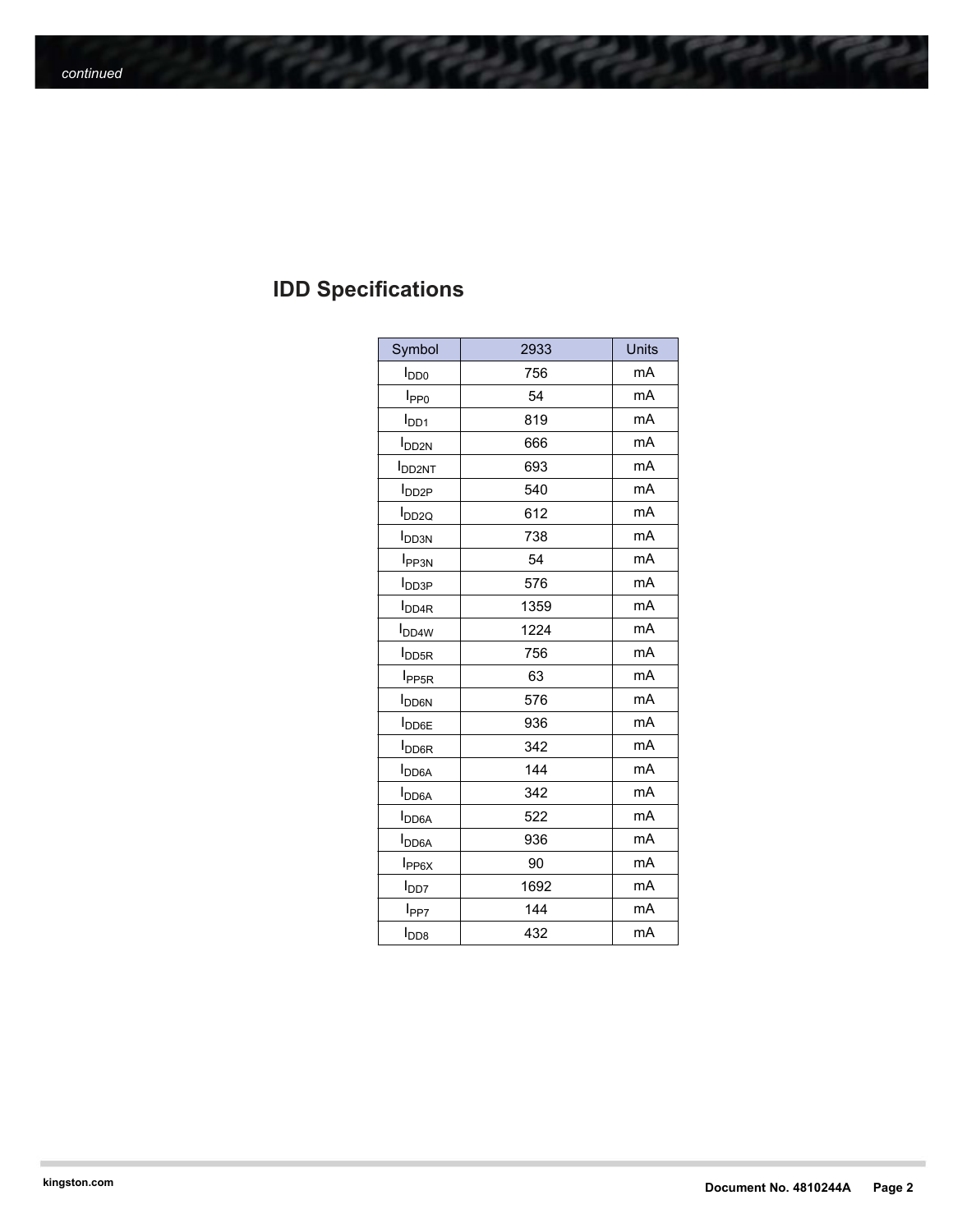## IDD Specifications

| Symbol | 2933 | Units |
| --- | --- | --- |
| $I_{DD0}$ | 756 | mA |
| $I_{PP0}$ | 54 | mA |
| $I_{DD1}$ | 819 | mA |
| $I_{DD2N}$ | 666 | mA |
| $I_{DD2NT}$ | 693 | mA |
| $I_{DD2P}$ | 540 | mA |
| $I_{DD2Q}$ | 612 | mA |
| $I_{DD3N}$ | 738 | mA |
| $I_{PP3N}$ | 54 | mA |
| $I_{DD3P}$ | 576 | mA |
| $I_{DD4R}$ | 1359 | mA |
| $I_{DD4W}$ | 1224 | mA |
| $I_{DD5R}$ | 756 | mA |
| $I_{PP5R}$ | 63 | mA |
| $I_{DD6N}$ | 576 | mA |
| $I_{DD6E}$ | 936 | mA |
| $I_{DD6R}$ | 342 | mA |
| $I_{DD6A}$ | 144 | mA |
| $I_{DD6A}$ | 342 | mA |
| $I_{DD6A}$ | 522 | mA |
| $I_{DD6A}$ | 936 | mA |
| $I_{PP6X}$ | 90 | mA |
| $I_{DD7}$ | 1692 | mA |
| $I_{PP7}$ | 144 | mA |
| $I_{DD8}$ | 432 | mA |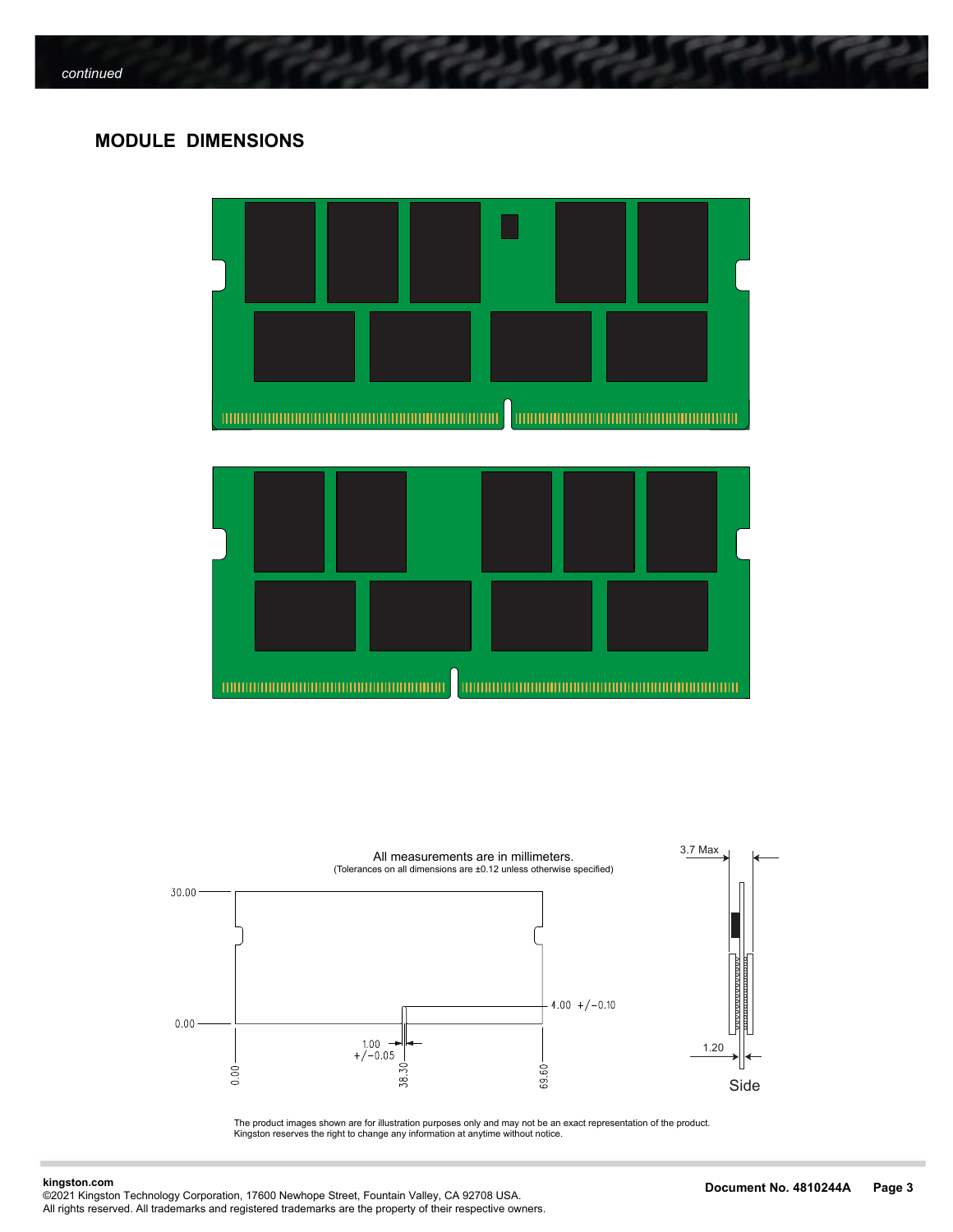*continued*

## MODULE DIMENSIONS

All measurements are in millimeters.
(Tolerances on all dimensions are ±0.12 unless otherwise specified)

30.00
0.00
4.00 +/−0.10
1.00
+/−0.05
0.00
38.30
69.60

3.7 Max
1.20
Side

The product images shown are for illustration purposes only and may not be an exact representation of the product.
Kingston reserves the right to change any information at anytime without notice.

**kingston.com**
©2021 Kingston Technology Corporation, 17600 Newhope Street, Fountain Valley, CA 92708 USA.
All rights reserved. All trademarks and registered trademarks are the property of their respective owners.

**Document No. 4810244A**